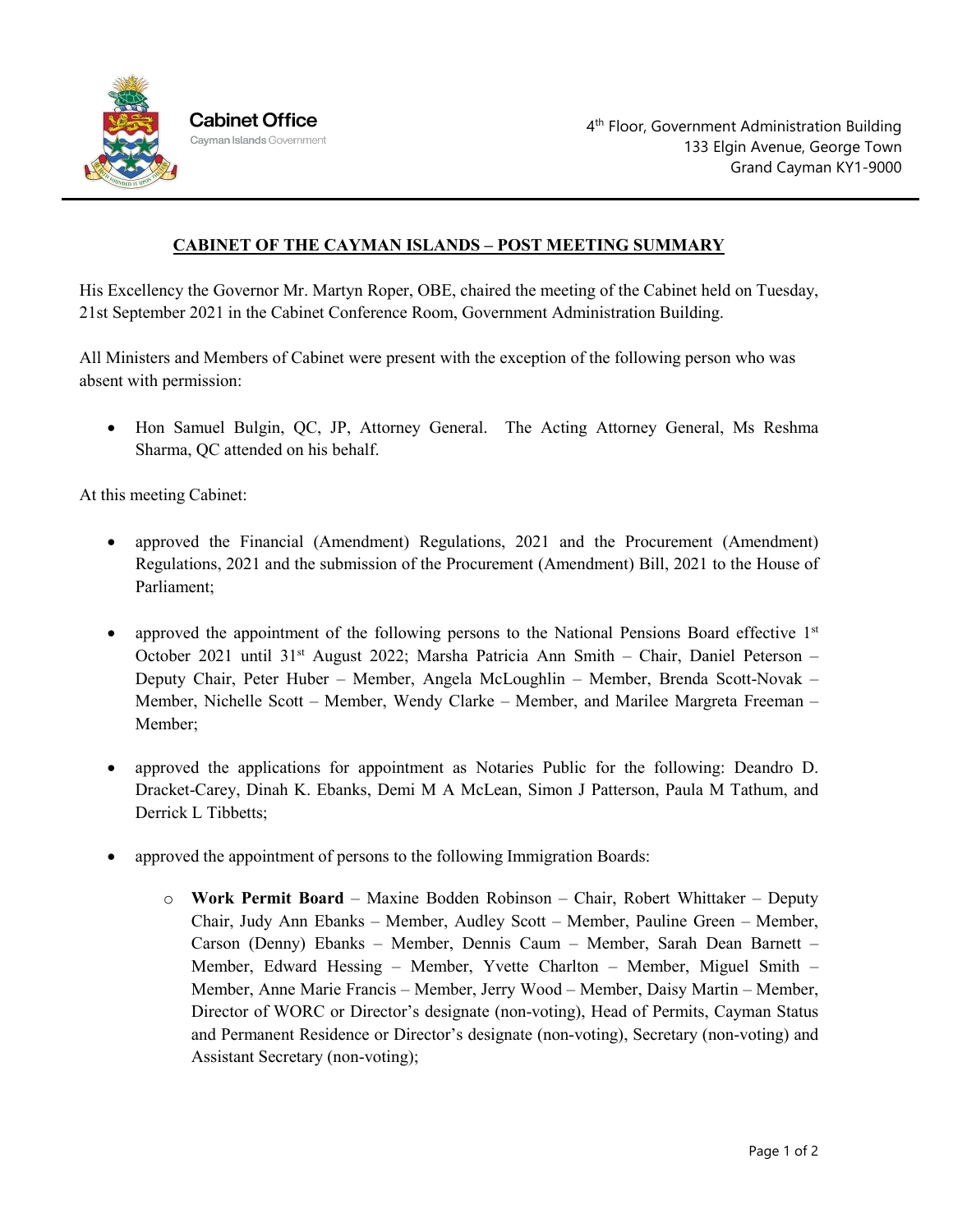Cabinet Office
Cayman Islands Government

4th Floor, Government Administration Building
133 Elgin Avenue, George Town
Grand Cayman KY1-9000

## CABINET OF THE CAYMAN ISLANDS – POST MEETING SUMMARY

His Excellency the Governor Mr. Martyn Roper, OBE, chaired the meeting of the Cabinet held on Tuesday, 21st September 2021 in the Cabinet Conference Room, Government Administration Building.

All Ministers and Members of Cabinet were present with the exception of the following person who was absent with permission:

- Hon Samuel Bulgin, QC, JP, Attorney General. The Acting Attorney General, Ms Reshma Sharma, QC attended on his behalf.

At this meeting Cabinet:

- approved the Financial (Amendment) Regulations, 2021 and the Procurement (Amendment) Regulations, 2021 and the submission of the Procurement (Amendment) Bill, 2021 to the House of Parliament;

- approved the appointment of the following persons to the National Pensions Board effective 1st October 2021 until 31st August 2022; Marsha Patricia Ann Smith – Chair, Daniel Peterson – Deputy Chair, Peter Huber – Member, Angela McLoughlin – Member, Brenda Scott-Novak – Member, Nichelle Scott – Member, Wendy Clarke – Member, and Marilee Margreta Freeman – Member;

- approved the applications for appointment as Notaries Public for the following: Deandro D. Dracket-Carey, Dinah K. Ebanks, Demi M A McLean, Simon J Patterson, Paula M Tathum, and Derrick L Tibbetts;

- approved the appointment of persons to the following Immigration Boards:

    - **Work Permit Board** – Maxine Bodden Robinson – Chair, Robert Whittaker – Deputy Chair, Judy Ann Ebanks – Member, Audley Scott – Member, Pauline Green – Member, Carson (Denny) Ebanks – Member, Dennis Caum – Member, Sarah Dean Barnett – Member, Edward Hessing – Member, Yvette Charlton – Member, Miguel Smith – Member, Anne Marie Francis – Member, Jerry Wood – Member, Daisy Martin – Member, Director of WORC or Director's designate (non-voting), Head of Permits, Cayman Status and Permanent Residence or Director's designate (non-voting), Secretary (non-voting) and Assistant Secretary (non-voting);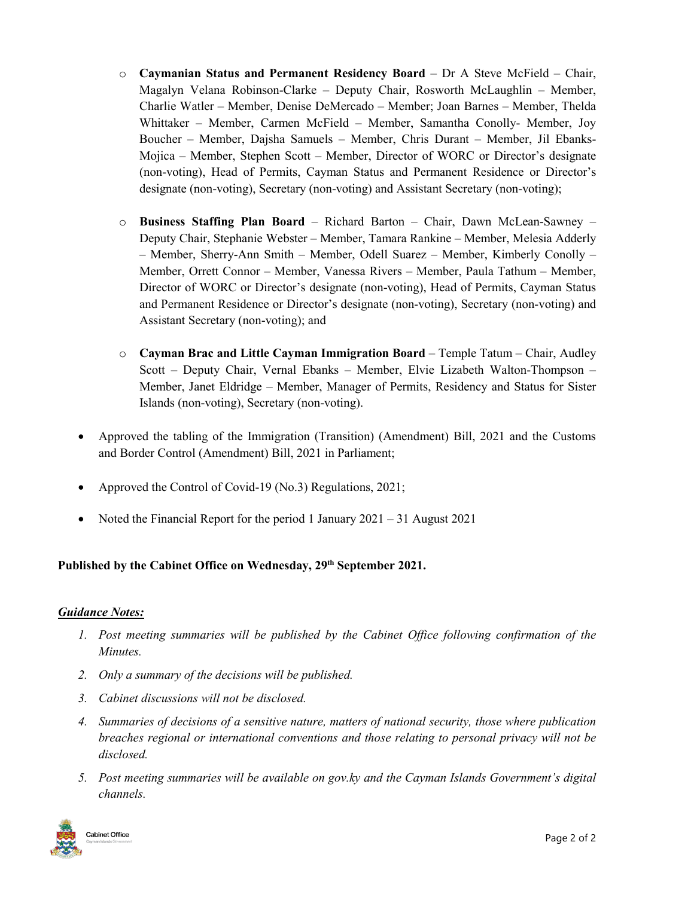- **Caymanian Status and Permanent Residency Board** – Dr A Steve McField – Chair, Magalyn Velana Robinson-Clarke – Deputy Chair, Rosworth McLaughlin – Member, Charlie Watler – Member, Denise DeMercado – Member; Joan Barnes – Member, Thelda Whittaker – Member, Carmen McField – Member, Samantha Conolly- Member, Joy Boucher – Member, Dajsha Samuels – Member, Chris Durant – Member, Jil Ebanks-Mojica – Member, Stephen Scott – Member, Director of WORC or Director's designate (non-voting), Head of Permits, Cayman Status and Permanent Residence or Director's designate (non-voting), Secretary (non-voting) and Assistant Secretary (non-voting);

- **Business Staffing Plan Board** – Richard Barton – Chair, Dawn McLean-Sawney – Deputy Chair, Stephanie Webster – Member, Tamara Rankine – Member, Melesia Adderly – Member, Sherry-Ann Smith – Member, Odell Suarez – Member, Kimberly Conolly – Member, Orrett Connor – Member, Vanessa Rivers – Member, Paula Tathum – Member, Director of WORC or Director's designate (non-voting), Head of Permits, Cayman Status and Permanent Residence or Director's designate (non-voting), Secretary (non-voting) and Assistant Secretary (non-voting); and

- **Cayman Brac and Little Cayman Immigration Board** – Temple Tatum – Chair, Audley Scott – Deputy Chair, Vernal Ebanks – Member, Elvie Lizabeth Walton-Thompson – Member, Janet Eldridge – Member, Manager of Permits, Residency and Status for Sister Islands (non-voting), Secretary (non-voting).

- Approved the tabling of the Immigration (Transition) (Amendment) Bill, 2021 and the Customs and Border Control (Amendment) Bill, 2021 in Parliament;

- Approved the Control of Covid-19 (No.3) Regulations, 2021;

- Noted the Financial Report for the period 1 January 2021 – 31 August 2021

**Published by the Cabinet Office on Wednesday, 29th September 2021.**

***Guidance Notes:***

1. *Post meeting summaries will be published by the Cabinet Office following confirmation of the Minutes.*
2. *Only a summary of the decisions will be published.*
3. *Cabinet discussions will not be disclosed.*
4. *Summaries of decisions of a sensitive nature, matters of national security, those where publication breaches regional or international conventions and those relating to personal privacy will not be disclosed.*
5. *Post meeting summaries will be available on gov.ky and the Cayman Islands Government's digital channels.*